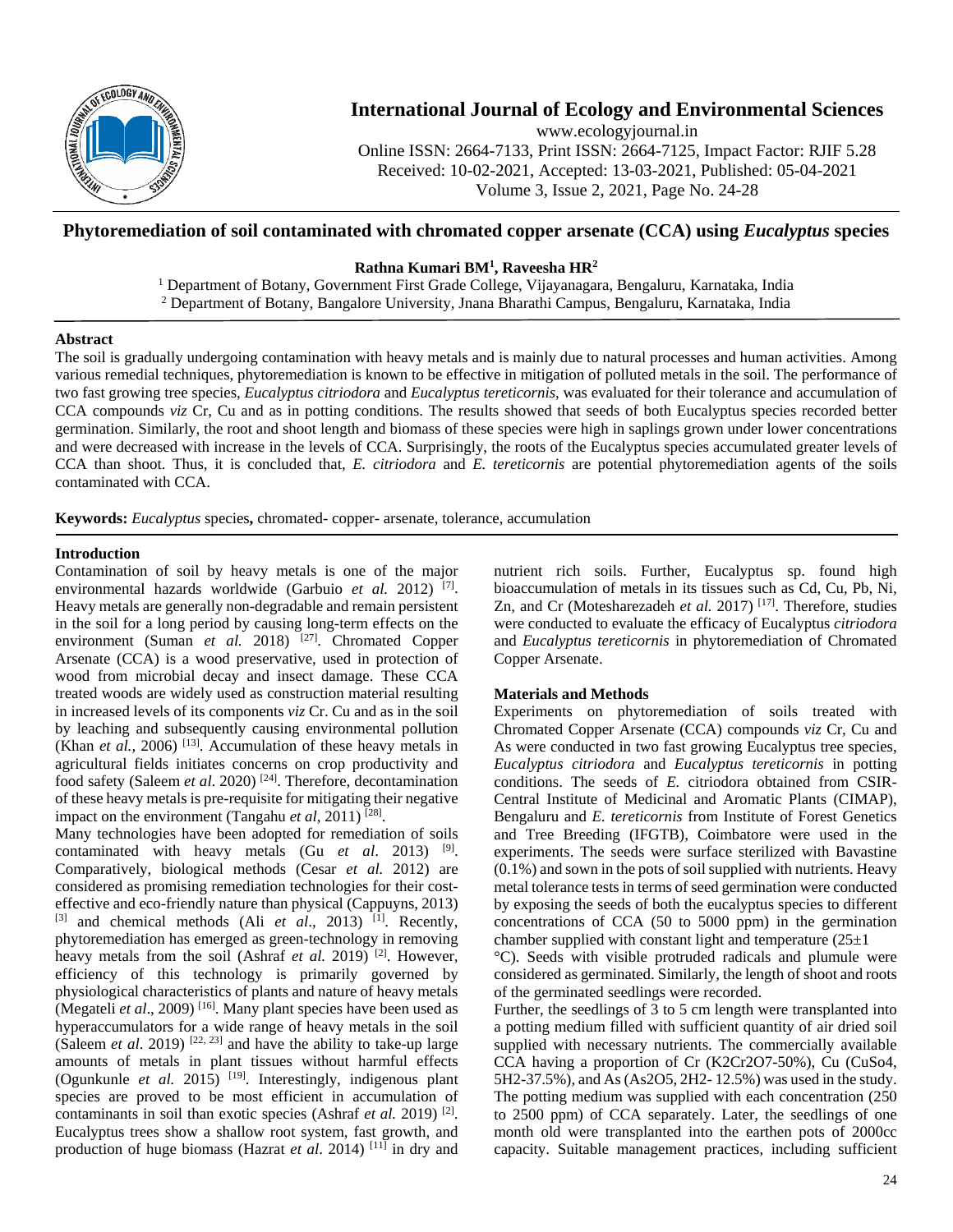# International Journal of Ecology and Environmental Sciences

www.ecologyjournal.in

Online ISSN: 2664-7133, Print ISSN: 2664-7125, Impact Factor: RJIF 5.28

Received: 10-02-2021, Accepted: 13-03-2021, Published: 05-04-2021

Volume 3, Issue 2, 2021, Page No. 24-28

## Phytoremediation of soil contaminated with chromated copper arsenate (CCA) using *Eucalyptus* species

**Rathna Kumari BM[1], Raveesha HR[2]**

[1] Department of Botany, Government First Grade College, Vijayanagara, Bengaluru, Karnataka, India

[2] Department of Botany, Bangalore University, Jnana Bharathi Campus, Bengaluru, Karnataka, India

### Abstract

The soil is gradually undergoing contamination with heavy metals and is mainly due to natural processes and human activities. Among various remedial techniques, phytoremediation is known to be effective in mitigation of polluted metals in the soil. The performance of two fast growing tree species, *Eucalyptus citriodora* and *Eucalyptus tereticornis*, was evaluated for their tolerance and accumulation of CCA compounds *viz* Cr, Cu and as in potting conditions. The results showed that seeds of both Eucalyptus species recorded better germination. Similarly, the root and shoot length and biomass of these species were high in saplings grown under lower concentrations and were decreased with increase in the levels of CCA. Surprisingly, the roots of the Eucalyptus species accumulated greater levels of CCA than shoot. Thus, it is concluded that, *E. citriodora* and *E. tereticornis* are potential phytoremediation agents of the soils contaminated with CCA.

**Keywords:** *Eucalyptus* species**,** chromated- copper- arsenate, tolerance, accumulation

### Introduction

Contamination of soil by heavy metals is one of the major environmental hazards worldwide (Garbuio *et al.* 2012) [7]. Heavy metals are generally non-degradable and remain persistent in the soil for a long period by causing long-term effects on the environment (Suman *et al.* 2018) [27]. Chromated Copper Arsenate (CCA) is a wood preservative, used in protection of wood from microbial decay and insect damage. These CCA treated woods were widely used as construction material resulting in increased levels of its components *viz* Cr. Cu and as in the soil by leaching and subsequently causing environmental pollution (Khan *et al.,* 2006) [13]. Accumulation of these heavy metals in agricultural fields initiates concerns on crop productivity and food safety (Saleem *et al*. 2020) [24]. Therefore, decontamination of these heavy metals is pre-requisite for mitigating their negative impact on the environment (Tangahu *et al*, 2011) [28].

Many technologies have been adopted for remediation of soils contaminated with heavy metals (Gu *et al*. 2013) [9]. Comparatively, biological methods (Cesar *et al.* 2012) are considered as promising remediation technologies for their cost-effective and eco-friendly nature than physical (Cappuyns, 2013) [3] and chemical methods (Ali *et al*., 2013) [1]. Recently, phytoremediation has emerged as green-technology in removing heavy metals from the soil (Ashraf *et al.* 2019) [2]. However, efficiency of this technology is primarily governed by physiological characteristics of plants and nature of heavy metals (Megateli *et al*., 2009) [16]. Many plant species have been used as hyperaccumulators for a wide range of heavy metals in the soil (Saleem *et al*. 2019) [22, 23] and have the ability to take-up large amounts of metals in plant tissues without harmful effects (Ogunkunle *et al.* 2015) [19]. Interestingly, indigenous plant species are proved to be most efficient in accumulation of contaminants in soil than exotic species (Ashraf *et al.* 2019) [2]. Eucalyptus trees show a shallow root system, fast growth, and production of huge biomass (Hazrat *et al*. 2014) [11] in dry and nutrient rich soils. Further, Eucalyptus sp. found high bioaccumulation of metals in its tissues such as Cd, Cu, Pb, Ni, Zn, and Cr (Motesharezadeh *et al.* 2017) [17]. Therefore, studies were conducted to evaluate the efficacy of Eucalyptus *citriodora* and *Eucalyptus tereticornis* in phytoremediation of Chromated Copper Arsenate.

### Materials and Methods

Experiments on phytoremediation of soils treated with Chromated Copper Arsenate (CCA) compounds *viz* Cr, Cu and As were conducted in two fast growing Eucalyptus tree species, *Eucalyptus citriodora* and *Eucalyptus tereticornis* in potting conditions. The seeds of *E.* citriodora obtained from CSIR-Central Institute of Medicinal and Aromatic Plants (CIMAP), Bengaluru and *E. tereticornis* from Institute of Forest Genetics and Tree Breeding (IFGTB), Coimbatore were used in the experiments. The seeds were surface sterilized with Bavastine (0.1%) and sown in the pots of soil supplied with nutrients. Heavy metal tolerance tests in terms of seed germination were conducted by exposing the seeds of both the eucalyptus species to different concentrations of CCA (50 to 5000 ppm) in the germination chamber supplied with constant light and temperature (25±1 °C). Seeds with visible protruded radicals and plumule were considered as germinated. Similarly, the length of shoot and roots of the germinated seedlings were recorded.

Further, the seedlings of 3 to 5 cm length were transplanted into a potting medium filled with sufficient quantity of air dried soil supplied with necessary nutrients. The commercially available CCA having a proportion of Cr ($K_2Cr_2O_7$-50%), Cu ($CuSo_4$, $5H_2$-37.5%), and As ($As_2O_5$, $2H_2$- 12.5%) was used in the study. The potting medium was supplied with each concentration (250 to 2500 ppm) of CCA separately. Later, the seedlings of one month old were transplanted into the earthen pots of 2000cc capacity. Suitable management practices, including sufficient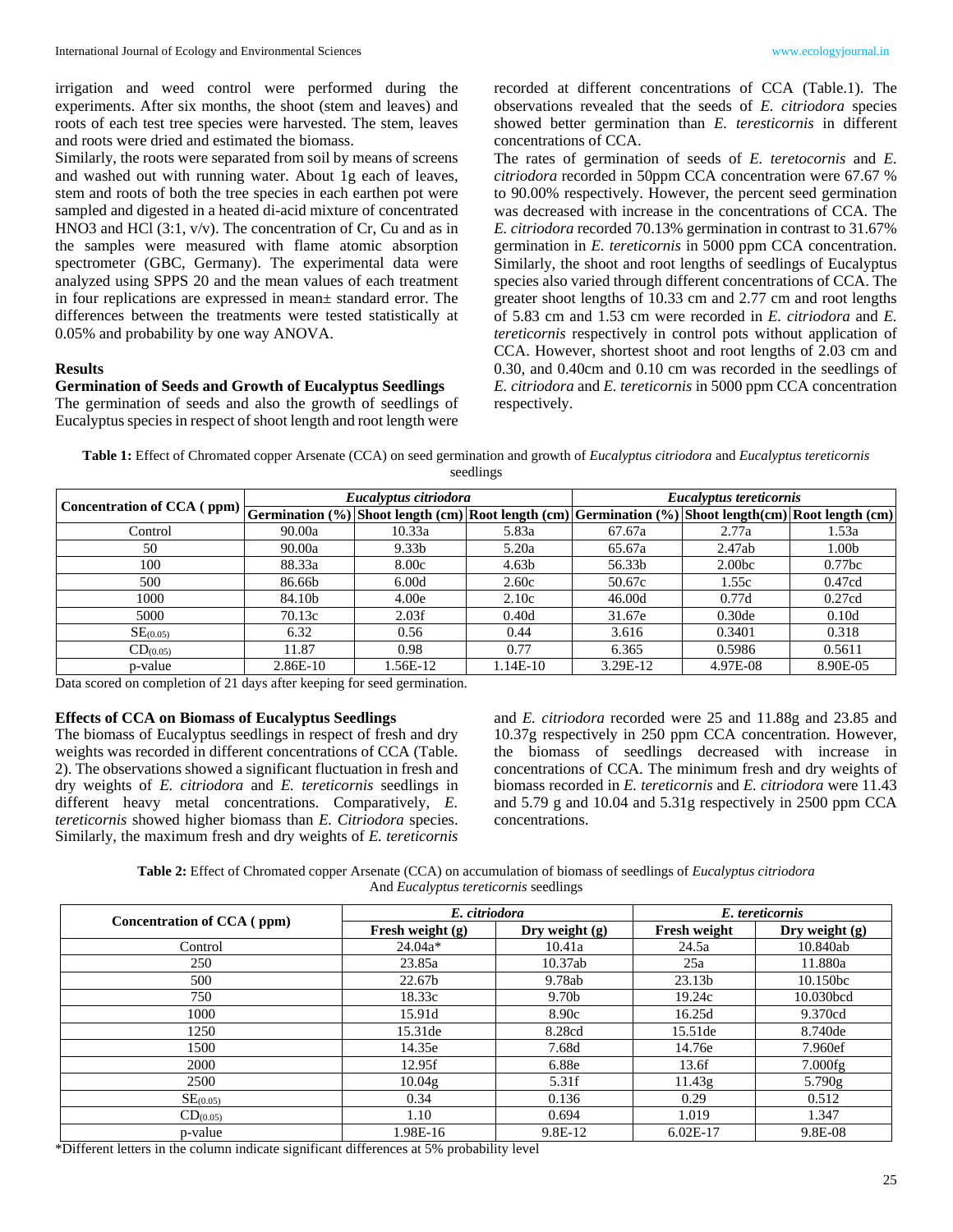irrigation and weed control were performed during the experiments. After six months, the shoot (stem and leaves) and roots of each test tree species were harvested. The stem, leaves and roots were dried and estimated the biomass.

Similarly, the roots were separated from soil by means of screens and washed out with running water. About 1g each of leaves, stem and roots of both the tree species in each earthen pot were sampled and digested in a heated di-acid mixture of concentrated $HNO_3$ and HCl (3:1, v/v). The concentration of Cr, Cu and as in the samples were measured with flame atomic absorption spectrometer (GBC, Germany). The experimental data were analyzed using SPPS 20 and the mean values of each treatment in four replications are expressed in mean± standard error. The differences between the treatments were tested statistically at 0.05% and probability by one way ANOVA.

## Results

### Germination of Seeds and Growth of Eucalyptus Seedlings

The germination of seeds and also the growth of seedlings of Eucalyptus species in respect of shoot length and root length were recorded at different concentrations of CCA (Table.1). The observations revealed that the seeds of *E. citriodora* species showed better germination than *E. teresticornis* in different concentrations of CCA.

The rates of germination of seeds of *E. teretocornis* and *E. citriodora* recorded in 50ppm CCA concentration were 67.67 % to 90.00% respectively. However, the percent seed germination was decreased with increase in the concentrations of CCA. The *E. citriodora* recorded 70.13% germination in contrast to 31.67% germination in *E. tereticornis* in 5000 ppm CCA concentration. Similarly, the shoot and root lengths of seedlings of Eucalyptus species also varied through different concentrations of CCA. The greater shoot lengths of 10.33 cm and 2.77 cm and root lengths of 5.83 cm and 1.53 cm were recorded in *E. citriodora* and *E. tereticornis* respectively in control pots without application of CCA. However, shortest shoot and root lengths of 2.03 cm and 0.30, and 0.40cm and 0.10 cm was recorded in the seedlings of *E. citriodora* and *E. tereticornis* in 5000 ppm CCA concentration respectively.

**Table 1:** Effect of Chromated copper Arsenate (CCA) on seed germination and growth of *Eucalyptus citriodora* and *Eucalyptus tereticornis* seedlings

| Concentration of CCA ( ppm) | *Eucalyptus citriodora* | | | *Eucalyptus tereticornis* | | |
|---|---|---|---|---|---|---|
| | Germination (%) | Shoot length (cm) | Root length (cm) | Germination (%) | Shoot length(cm) | Root length (cm) |
| Control | 90.00a | 10.33a | 5.83a | 67.67a | 2.77a | 1.53a |
| 50 | 90.00a | 9.33b | 5.20a | 65.67a | 2.47ab | 1.00b |
| 100 | 88.33a | 8.00c | 4.63b | 56.33b | 2.00bc | 0.77bc |
| 500 | 86.66b | 6.00d | 2.60c | 50.67c | 1.55c | 0.47cd |
| 1000 | 84.10b | 4.00e | 2.10c | 46.00d | 0.77d | 0.27cd |
| 5000 | 70.13c | 2.03f | 0.40d | 31.67e | 0.30de | 0.10d |
| $SE_{(0.05)}$ | 6.32 | 0.56 | 0.44 | 3.616 | 0.3401 | 0.318 |
| $CD_{(0.05)}$ | 11.87 | 0.98 | 0.77 | 6.365 | 0.5986 | 0.5611 |
| p-value | 2.86E-10 | 1.56E-12 | 1.14E-10 | 3.29E-12 | 4.97E-08 | 8.90E-05 |

Data scored on completion of 21 days after keeping for seed germination.

### Effects of CCA on Biomass of Eucalyptus Seedlings

The biomass of Eucalyptus seedlings in respect of fresh and dry weights was recorded in different concentrations of CCA (Table. 2). The observations showed a significant fluctuation in fresh and dry weights of *E. citriodora* and *E. tereticornis* seedlings in different heavy metal concentrations. Comparatively, *E. tereticornis* showed higher biomass than *E. Citriodora* species. Similarly, the maximum fresh and dry weights of *E. tereticornis* and *E. citriodora* recorded were 25 and 11.88g and 23.85 and 10.37g respectively in 250 ppm CCA concentration. However, the biomass of seedlings decreased with increase in concentrations of CCA. The minimum fresh and dry weights of biomass recorded in *E. tereticornis* and *E. citriodora* were 11.43 and 5.79 g and 10.04 and 5.31g respectively in 2500 ppm CCA concentrations.

**Table 2:** Effect of Chromated copper Arsenate (CCA) on accumulation of biomass of seedlings of *Eucalyptus citriodora* And *Eucalyptus tereticornis* seedlings

| Concentration of CCA ( ppm) | *E. citriodora* | | *E. tereticornis* | |
|---|---|---|---|---|
| | Fresh weight (g) | Dry weight (g) | Fresh weight | Dry weight (g) |
| Control | 24.04a* | 10.41a | 24.5a | 10.840ab |
| 250 | 23.85a | 10.37ab | 25a | 11.880a |
| 500 | 22.67b | 9.78ab | 23.13b | 10.150bc |
| 750 | 18.33c | 9.70b | 19.24c | 10.030bcd |
| 1000 | 15.91d | 8.90c | 16.25d | 9.370cd |
| 1250 | 15.31de | 8.28cd | 15.51de | 8.740de |
| 1500 | 14.35e | 7.68d | 14.76e | 7.960ef |
| 2000 | 12.95f | 6.88e | 13.6f | 7.000fg |
| 2500 | 10.04g | 5.31f | 11.43g | 5.790g |
| $SE_{(0.05)}$ | 0.34 | 0.136 | 0.29 | 0.512 |
| $CD_{(0.05)}$ | 1.10 | 0.694 | 1.019 | 1.347 |
| p-value | 1.98E-16 | 9.8E-12 | 6.02E-17 | 9.8E-08 |

*Different letters in the column indicate significant differences at 5% probability level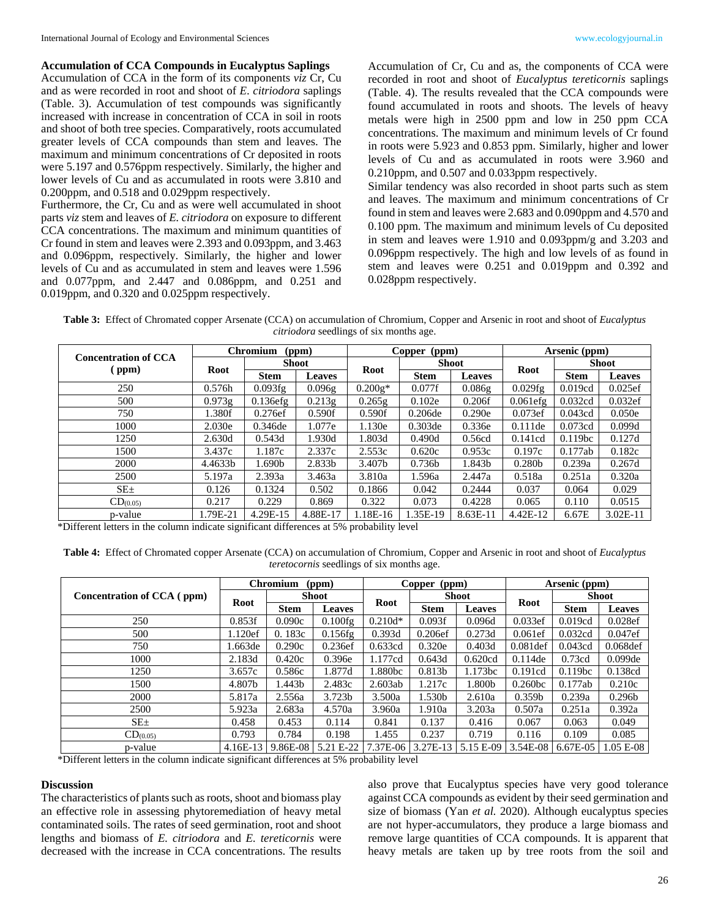### Accumulation of CCA Compounds in Eucalyptus Saplings

Accumulation of CCA in the form of its components *viz* Cr, Cu and as were recorded in root and shoot of *E. citriodora* saplings (Table. 3). Accumulation of test compounds was significantly increased with increase in concentration of CCA in soil in roots and shoot of both tree species. Comparatively, roots accumulated greater levels of CCA compounds than stem and leaves. The maximum and minimum concentrations of Cr deposited in roots were 5.197 and 0.576ppm respectively. Similarly, the higher and lower levels of Cu and as accumulated in roots were 3.810 and 0.200ppm, and 0.518 and 0.029ppm respectively.

Furthermore, the Cr, Cu and as were well accumulated in shoot parts *viz* stem and leaves of *E. citriodora* on exposure to different CCA concentrations. The maximum and minimum quantities of Cr found in stem and leaves were 2.393 and 0.093ppm, and 3.463 and 0.096ppm, respectively. Similarly, the higher and lower levels of Cu and as accumulated in stem and leaves were 1.596 and 0.077ppm, and 2.447 and 0.086ppm, and 0.251 and 0.019ppm, and 0.320 and 0.025ppm respectively.

Accumulation of Cr, Cu and as, the components of CCA were recorded in root and shoot of *Eucalyptus tereticornis* saplings (Table. 4). The results revealed that the CCA compounds were found accumulated in roots and shoots. The levels of heavy metals were high in 2500 ppm and low in 250 ppm CCA concentrations. The maximum and minimum levels of Cr found in roots were 5.923 and 0.853 ppm. Similarly, higher and lower levels of Cu and as accumulated in roots were 3.960 and 0.210ppm, and 0.507 and 0.033ppm respectively.

Similar tendency was also recorded in shoot parts such as stem and leaves. The maximum and minimum concentrations of Cr found in stem and leaves were 2.683 and 0.090ppm and 4.570 and 0.100 ppm. The maximum and minimum levels of Cu deposited in stem and leaves were 1.910 and 0.093ppm/g and 3.203 and 0.096ppm respectively. The high and low levels of as found in stem and leaves were 0.251 and 0.019ppm and 0.392 and 0.028ppm respectively.

**Table 3:** Effect of Chromated copper Arsenate (CCA) on accumulation of Chromium, Copper and Arsenic in root and shoot of *Eucalyptus citriodora* seedlings of six months age.

| Concentration of CCA (ppm) | Chromium (ppm) | | | Copper (ppm) | | | Arsenic (ppm) | | |
|---|---|---|---|---|---|---|---|---|---|
| | Root | Shoot | | Root | Shoot | | Root | Shoot | |
| | | Stem | Leaves | | Stem | Leaves | | Stem | Leaves |
| 250 | 0.576h | 0.093fg | 0.096g | 0.200g* | 0.077f | 0.086g | 0.029fg | 0.019cd | 0.025ef |
| 500 | 0.973g | 0.136efg | 0.213g | 0.265g | 0.102e | 0.206f | 0.061efg | 0.032cd | 0.032ef |
| 750 | 1.380f | 0.276ef | 0.590f | 0.590f | 0.206de | 0.290e | 0.073ef | 0.043cd | 0.050e |
| 1000 | 2.030e | 0.346de | 1.077e | 1.130e | 0.303de | 0.336e | 0.111de | 0.073cd | 0.099d |
| 1250 | 2.630d | 0.543d | 1.930d | 1.803d | 0.490d | 0.56cd | 0.141cd | 0.119bc | 0.127d |
| 1500 | 3.437c | 1.187c | 2.337c | 2.553c | 0.620c | 0.953c | 0.197c | 0.177ab | 0.182c |
| 2000 | 4.4633b | 1.690b | 2.833b | 3.407b | 0.736b | 1.843b | 0.280b | 0.239a | 0.267d |
| 2500 | 5.197a | 2.393a | 3.463a | 3.810a | 1.596a | 2.447a | 0.518a | 0.251a | 0.320a |
| SE± | 0.126 | 0.1324 | 0.502 | 0.1866 | 0.042 | 0.2444 | 0.037 | 0.064 | 0.029 |
| $CD_{(0.05)}$ | 0.217 | 0.229 | 0.869 | 0.322 | 0.073 | 0.4228 | 0.065 | 0.110 | 0.0515 |
| p-value | 1.79E-21 | 4.29E-15 | 4.88E-17 | 1.18E-16 | 1.35E-19 | 8.63E-11 | 4.42E-12 | 6.67E | 3.02E-11 |

*Different letters in the column indicate significant differences at 5% probability level

**Table 4:** Effect of Chromated copper Arsenate (CCA) on accumulation of Chromium, Copper and Arsenic in root and shoot of *Eucalyptus teretocornis* seedlings of six months age.

| Concentration of CCA ( ppm) | Chromium (ppm) | | | Copper (ppm) | | | Arsenic (ppm) | | |
|---|---|---|---|---|---|---|---|---|---|
| | Root | Shoot | | Root | Shoot | | Root | Shoot | |
| | | Stem | Leaves | | Stem | Leaves | | Stem | Leaves |
| 250 | 0.853f | 0.090c | 0.100fg | 0.210d* | 0.093f | 0.096d | 0.033ef | 0.019cd | 0.028ef |
| 500 | 1.120ef | 0. 183c | 0.156fg | 0.393d | 0.206ef | 0.273d | 0.061ef | 0.032cd | 0.047ef |
| 750 | 1.663de | 0.290c | 0.236ef | 0.633cd | 0.320e | 0.403d | 0.081def | 0.043cd | 0.068def |
| 1000 | 2.183d | 0.420c | 0.396e | 1.177cd | 0.643d | 0.620cd | 0.114de | 0.73cd | 0.099de |
| 1250 | 3.657c | 0.586c | 1.877d | 1.880bc | 0.813b | 1.173bc | 0.191cd | 0.119bc | 0.138cd |
| 1500 | 4.807b | 1.443b | 2.483c | 2.603ab | 1.217c | 1.800b | 0.260bc | 0.177ab | 0.210c |
| 2000 | 5.817a | 2.556a | 3.723b | 3.500a | 1.530b | 2.610a | 0.359b | 0.239a | 0.296b |
| 2500 | 5.923a | 2.683a | 4.570a | 3.960a | 1.910a | 3.203a | 0.507a | 0.251a | 0.392a |
| SE± | 0.458 | 0.453 | 0.114 | 0.841 | 0.137 | 0.416 | 0.067 | 0.063 | 0.049 |
| $CD_{(0.05)}$ | 0.793 | 0.784 | 0.198 | 1.455 | 0.237 | 0.719 | 0.116 | 0.109 | 0.085 |
| p-value | 4.16E-13 | 9.86E-08 | 5.21 E-22 | 7.37E-06 | 3.27E-13 | 5.15 E-09 | 3.54E-08 | 6.67E-05 | 1.05 E-08 |

*Different letters in the column indicate significant differences at 5% probability level

## Discussion

The characteristics of plants such as roots, shoot and biomass play an effective role in assessing phytoremediation of heavy metal contaminated soils. The rates of seed germination, root and shoot lengths and biomass of *E. citriodora* and *E. tereticornis* were decreased with the increase in CCA concentrations. The results also prove that Eucalyptus species have very good tolerance against CCA compounds as evident by their seed germination and size of biomass (Yan *et al.* 2020). Although eucalyptus species are not hyper-accumulators, they produce a large biomass and remove large quantities of CCA compounds. It is apparent that heavy metals are taken up by tree roots from the soil and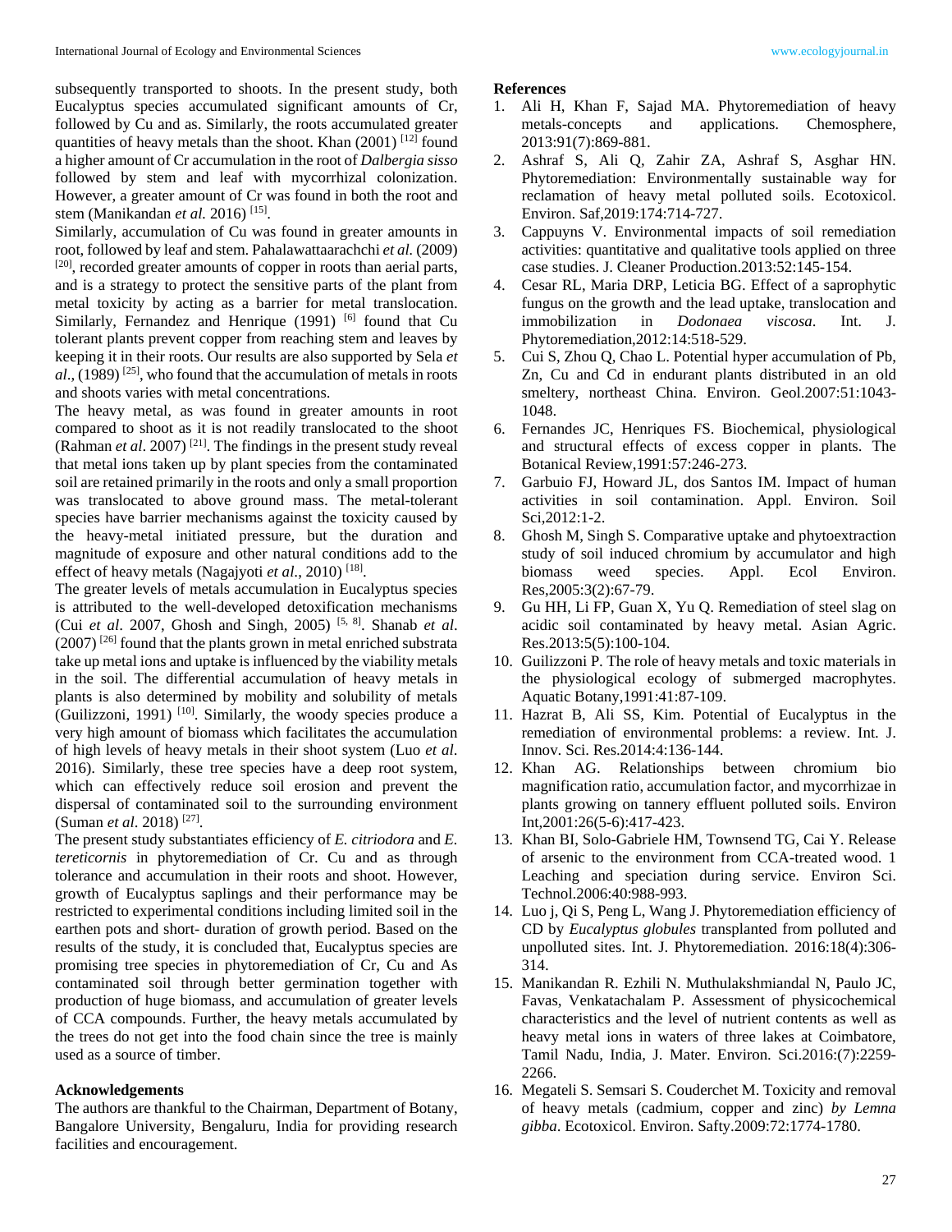subsequently transported to shoots. In the present study, both Eucalyptus species accumulated significant amounts of Cr, followed by Cu and as. Similarly, the roots accumulated greater quantities of heavy metals than the shoot. Khan (2001) [12] found a higher amount of Cr accumulation in the root of *Dalbergia sisso* followed by stem and leaf with mycorrhizal colonization. However, a greater amount of Cr was found in both the root and stem (Manikandan *et al.* 2016) [15].

Similarly, accumulation of Cu was found in greater amounts in root, followed by leaf and stem. Pahalawattaarachchi *et al.* (2009) [20], recorded greater amounts of copper in roots than aerial parts, and is a strategy to protect the sensitive parts of the plant from metal toxicity by acting as a barrier for metal translocation. Similarly, Fernandez and Henrique (1991) [6] found that Cu tolerant plants prevent copper from reaching stem and leaves by keeping it in their roots. Our results are also supported by Sela *et al*., (1989) [25], who found that the accumulation of metals in roots and shoots varies with metal concentrations.

The heavy metal, as was found in greater amounts in root compared to shoot as it is not readily translocated to the shoot (Rahman *et al*. 2007) [21]. The findings in the present study reveal that metal ions taken up by plant species from the contaminated soil are retained primarily in the roots and only a small proportion was translocated to above ground mass. The metal-tolerant species have barrier mechanisms against the toxicity caused by the heavy-metal initiated pressure, but the duration and magnitude of exposure and other natural conditions add to the effect of heavy metals (Nagajyoti *et al*., 2010) [18].

The greater levels of metals accumulation in Eucalyptus species is attributed to the well-developed detoxification mechanisms (Cui *et al*. 2007, Ghosh and Singh, 2005) [5, 8]. Shanab *et al*. (2007) [26] found that the plants grown in metal enriched substrata take up metal ions and uptake is influenced by the viability metals in the soil. The differential accumulation of heavy metals in plants is also determined by mobility and solubility of metals (Guilizzoni, 1991) [10]. Similarly, the woody species produce a very high amount of biomass which facilitates the accumulation of high levels of heavy metals in their shoot system (Luo *et al*. 2016). Similarly, these tree species have a deep root system, which can effectively reduce soil erosion and prevent the dispersal of contaminated soil to the surrounding environment (Suman *et al*. 2018) [27].

The present study substantiates efficiency of *E. citriodora* and *E. tereticornis* in phytoremediation of Cr. Cu and as through tolerance and accumulation in their roots and shoot. However, growth of Eucalyptus saplings and their performance may be restricted to experimental conditions including limited soil in the earthen pots and short- duration of growth period. Based on the results of the study, it is concluded that, Eucalyptus species are promising tree species in phytoremediation of Cr, Cu and As contaminated soil through better germination together with production of huge biomass, and accumulation of greater levels of CCA compounds. Further, the heavy metals accumulated by the trees do not get into the food chain since the tree is mainly used as a source of timber.

## Acknowledgements

The authors are thankful to the Chairman, Department of Botany, Bangalore University, Bengaluru, India for providing research facilities and encouragement.

## References

1. Ali H, Khan F, Sajad MA. Phytoremediation of heavy metals-concepts and applications. Chemosphere, 2013:91(7):869-881.
2. Ashraf S, Ali Q, Zahir ZA, Ashraf S, Asghar HN. Phytoremediation: Environmentally sustainable way for reclamation of heavy metal polluted soils. Ecotoxicol. Environ. Saf,2019:174:714-727.
3. Cappuyns V. Environmental impacts of soil remediation activities: quantitative and qualitative tools applied on three case studies. J. Cleaner Production.2013:52:145-154.
4. Cesar RL, Maria DRP, Leticia BG. Effect of a saprophytic fungus on the growth and the lead uptake, translocation and immobilization in *Dodonaea viscosa*. Int. J. Phytoremediation,2012:14:518-529.
5. Cui S, Zhou Q, Chao L. Potential hyper accumulation of Pb, Zn, Cu and Cd in endurant plants distributed in an old smeltery, northeast China. Environ. Geol.2007:51:1043-1048.
6. Fernandes JC, Henriques FS. Biochemical, physiological and structural effects of excess copper in plants. The Botanical Review,1991:57:246-273.
7. Garbuio FJ, Howard JL, dos Santos IM. Impact of human activities in soil contamination. Appl. Environ. Soil Sci,2012:1-2.
8. Ghosh M, Singh S. Comparative uptake and phytoextraction study of soil induced chromium by accumulator and high biomass weed species. Appl. Ecol Environ. Res,2005:3(2):67-79.
9. Gu HH, Li FP, Guan X, Yu Q. Remediation of steel slag on acidic soil contaminated by heavy metal. Asian Agric. Res.2013:5(5):100-104.
10. Guilizzoni P. The role of heavy metals and toxic materials in the physiological ecology of submerged macrophytes. Aquatic Botany,1991:41:87-109.
11. Hazrat B, Ali SS, Kim. Potential of Eucalyptus in the remediation of environmental problems: a review. Int. J. Innov. Sci. Res.2014:4:136-144.
12. Khan AG. Relationships between chromium bio magnification ratio, accumulation factor, and mycorrhizae in plants growing on tannery effluent polluted soils. Environ Int,2001:26(5-6):417-423.
13. Khan BI, Solo-Gabriele HM, Townsend TG, Cai Y. Release of arsenic to the environment from CCA-treated wood. 1 Leaching and speciation during service. Environ Sci. Technol.2006:40:988-993.
14. Luo j, Qi S, Peng L, Wang J. Phytoremediation efficiency of CD by *Eucalyptus globules* transplanted from polluted and unpolluted sites. Int. J. Phytoremediation. 2016:18(4):306-314.
15. Manikandan R. Ezhili N. Muthulakshmiandal N, Paulo JC, Favas, Venkatachalam P. Assessment of physicochemical characteristics and the level of nutrient contents as well as heavy metal ions in waters of three lakes at Coimbatore, Tamil Nadu, India, J. Mater. Environ. Sci.2016:(7):2259-2266.
16. Megateli S. Semsari S. Couderchet M. Toxicity and removal of heavy metals (cadmium, copper and zinc) *by Lemna gibba*. Ecotoxicol. Environ. Safty.2009:72:1774-1780.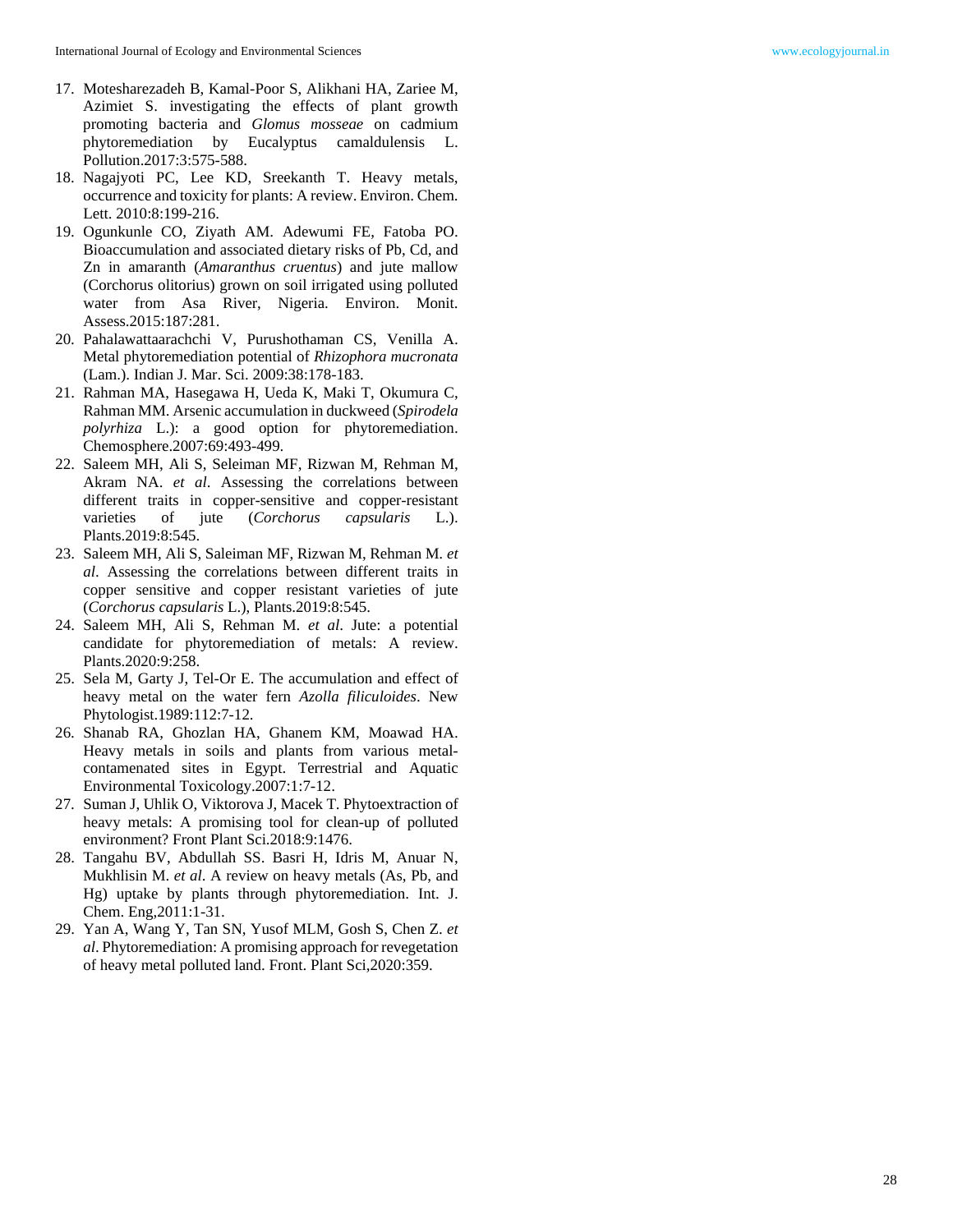17. Motesharezadeh B, Kamal-Poor S, Alikhani HA, Zariee M, Azimiet S. investigating the effects of plant growth promoting bacteria and *Glomus mosseae* on cadmium phytoremediation by Eucalyptus camaldulensis L. Pollution.2017:3:575-588.
18. Nagajyoti PC, Lee KD, Sreekanth T. Heavy metals, occurrence and toxicity for plants: A review. Environ. Chem. Lett. 2010:8:199-216.
19. Ogunkunle CO, Ziyath AM. Adewumi FE, Fatoba PO. Bioaccumulation and associated dietary risks of Pb, Cd, and Zn in amaranth (*Amaranthus cruentus*) and jute mallow (Corchorus olitorius) grown on soil irrigated using polluted water from Asa River, Nigeria. Environ. Monit. Assess.2015:187:281.
20. Pahalawattaarachchi V, Purushothaman CS, Venilla A. Metal phytoremediation potential of *Rhizophora mucronata* (Lam.). Indian J. Mar. Sci. 2009:38:178-183.
21. Rahman MA, Hasegawa H, Ueda K, Maki T, Okumura C, Rahman MM. Arsenic accumulation in duckweed (*Spirodela polyrhiza* L.): a good option for phytoremediation. Chemosphere.2007:69:493-499.
22. Saleem MH, Ali S, Seleiman MF, Rizwan M, Rehman M, Akram NA. *et al*. Assessing the correlations between different traits in copper-sensitive and copper-resistant varieties of jute (*Corchorus capsularis* L.). Plants.2019:8:545.
23. Saleem MH, Ali S, Saleiman MF, Rizwan M, Rehman M. *et al*. Assessing the correlations between different traits in copper sensitive and copper resistant varieties of jute (*Corchorus capsularis* L.), Plants.2019:8:545.
24. Saleem MH, Ali S, Rehman M. *et al*. Jute: a potential candidate for phytoremediation of metals: A review. Plants.2020:9:258.
25. Sela M, Garty J, Tel-Or E. The accumulation and effect of heavy metal on the water fern *Azolla filiculoides*. New Phytologist.1989:112:7-12.
26. Shanab RA, Ghozlan HA, Ghanem KM, Moawad HA. Heavy metals in soils and plants from various metal-contamenated sites in Egypt. Terrestrial and Aquatic Environmental Toxicology.2007:1:7-12.
27. Suman J, Uhlik O, Viktorova J, Macek T. Phytoextraction of heavy metals: A promising tool for clean-up of polluted environment? Front Plant Sci.2018:9:1476.
28. Tangahu BV, Abdullah SS. Basri H, Idris M, Anuar N, Mukhlisin M. *et al*. A review on heavy metals (As, Pb, and Hg) uptake by plants through phytoremediation. Int. J. Chem. Eng,2011:1-31.
29. Yan A, Wang Y, Tan SN, Yusof MLM, Gosh S, Chen Z. *et al*. Phytoremediation: A promising approach for revegetation of heavy metal polluted land. Front. Plant Sci,2020:359.